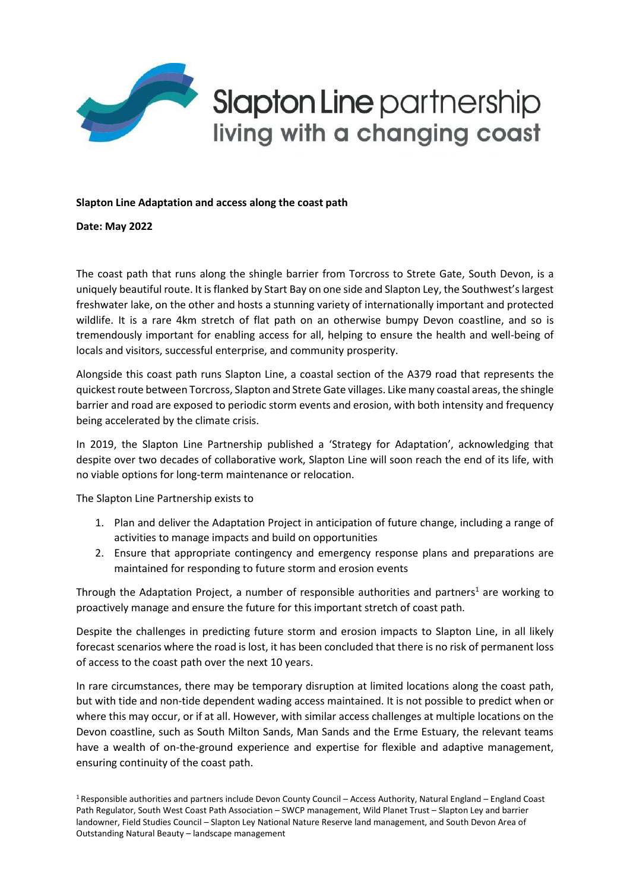Slapton Line partnership
living with a changing coast

**Slapton Line Adaptation and access along the coast path**

**Date: May 2022**

The coast path that runs along the shingle barrier from Torcross to Strete Gate, South Devon, is a uniquely beautiful route. It is flanked by Start Bay on one side and Slapton Ley, the Southwest's largest freshwater lake, on the other and hosts a stunning variety of internationally important and protected wildlife. It is a rare 4km stretch of flat path on an otherwise bumpy Devon coastline, and so is tremendously important for enabling access for all, helping to ensure the health and well-being of locals and visitors, successful enterprise, and community prosperity.

Alongside this coast path runs Slapton Line, a coastal section of the A379 road that represents the quickest route between Torcross, Slapton and Strete Gate villages. Like many coastal areas, the shingle barrier and road are exposed to periodic storm events and erosion, with both intensity and frequency being accelerated by the climate crisis.

In 2019, the Slapton Line Partnership published a 'Strategy for Adaptation', acknowledging that despite over two decades of collaborative work, Slapton Line will soon reach the end of its life, with no viable options for long-term maintenance or relocation.

The Slapton Line Partnership exists to

1. Plan and deliver the Adaptation Project in anticipation of future change, including a range of activities to manage impacts and build on opportunities
2. Ensure that appropriate contingency and emergency response plans and preparations are maintained for responding to future storm and erosion events

Through the Adaptation Project, a number of responsible authorities and partners[1] are working to proactively manage and ensure the future for this important stretch of coast path.

Despite the challenges in predicting future storm and erosion impacts to Slapton Line, in all likely forecast scenarios where the road is lost, it has been concluded that there is no risk of permanent loss of access to the coast path over the next 10 years.

In rare circumstances, there may be temporary disruption at limited locations along the coast path, but with tide and non-tide dependent wading access maintained. It is not possible to predict when or where this may occur, or if at all. However, with similar access challenges at multiple locations on the Devon coastline, such as South Milton Sands, Man Sands and the Erme Estuary, the relevant teams have a wealth of on-the-ground experience and expertise for flexible and adaptive management, ensuring continuity of the coast path.

[1] Responsible authorities and partners include Devon County Council – Access Authority, Natural England – England Coast Path Regulator, South West Coast Path Association – SWCP management, Wild Planet Trust – Slapton Ley and barrier landowner, Field Studies Council – Slapton Ley National Nature Reserve land management, and South Devon Area of Outstanding Natural Beauty – landscape management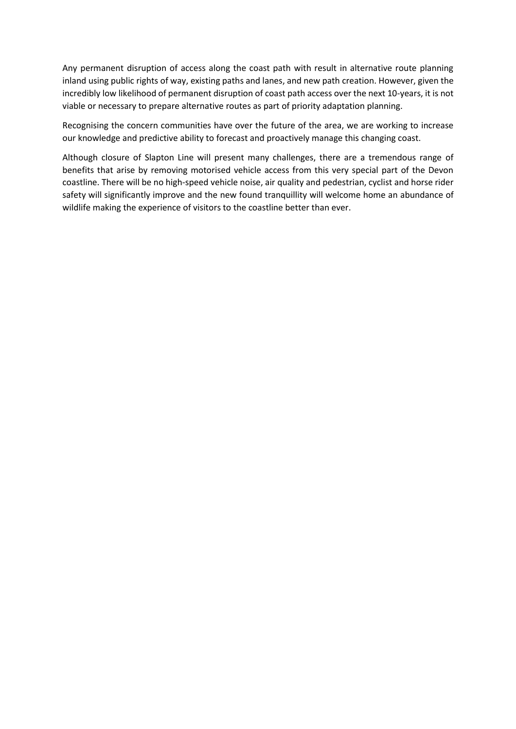Any permanent disruption of access along the coast path with result in alternative route planning inland using public rights of way, existing paths and lanes, and new path creation. However, given the incredibly low likelihood of permanent disruption of coast path access over the next 10-years, it is not viable or necessary to prepare alternative routes as part of priority adaptation planning.

Recognising the concern communities have over the future of the area, we are working to increase our knowledge and predictive ability to forecast and proactively manage this changing coast.

Although closure of Slapton Line will present many challenges, there are a tremendous range of benefits that arise by removing motorised vehicle access from this very special part of the Devon coastline. There will be no high-speed vehicle noise, air quality and pedestrian, cyclist and horse rider safety will significantly improve and the new found tranquillity will welcome home an abundance of wildlife making the experience of visitors to the coastline better than ever.